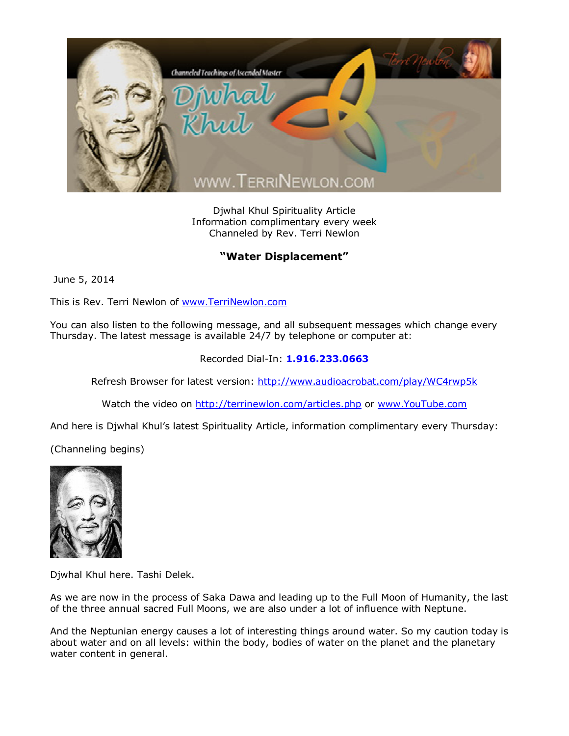Djwhal Khul Spirituality Article
Information complimentary every week
Channeled by Rev. Terri Newlon

## **"Water Displacement"**

June 5, 2014

This is Rev. Terri Newlon of [www.TerriNewlon.com](http://www.TerriNewlon.com)

You can also listen to the following message, and all subsequent messages which change every Thursday. The latest message is available 24/7 by telephone or computer at:

Recorded Dial-In: **1.916.233.0663**

Refresh Browser for latest version: [http://www.audioacrobat.com/play/WC4rwp5k](http://www.audioacrobat.com/play/WC4rwp5k)

Watch the video on [http://terrinewlon.com/articles.php](http://terrinewlon.com/articles.php) or [www.YouTube.com](http://www.YouTube.com)

And here is Djwhal Khul's latest Spirituality Article, information complimentary every Thursday:

(Channeling begins)

Djwhal Khul here. Tashi Delek.

As we are now in the process of Saka Dawa and leading up to the Full Moon of Humanity, the last of the three annual sacred Full Moons, we are also under a lot of influence with Neptune.

And the Neptunian energy causes a lot of interesting things around water. So my caution today is about water and on all levels: within the body, bodies of water on the planet and the planetary water content in general.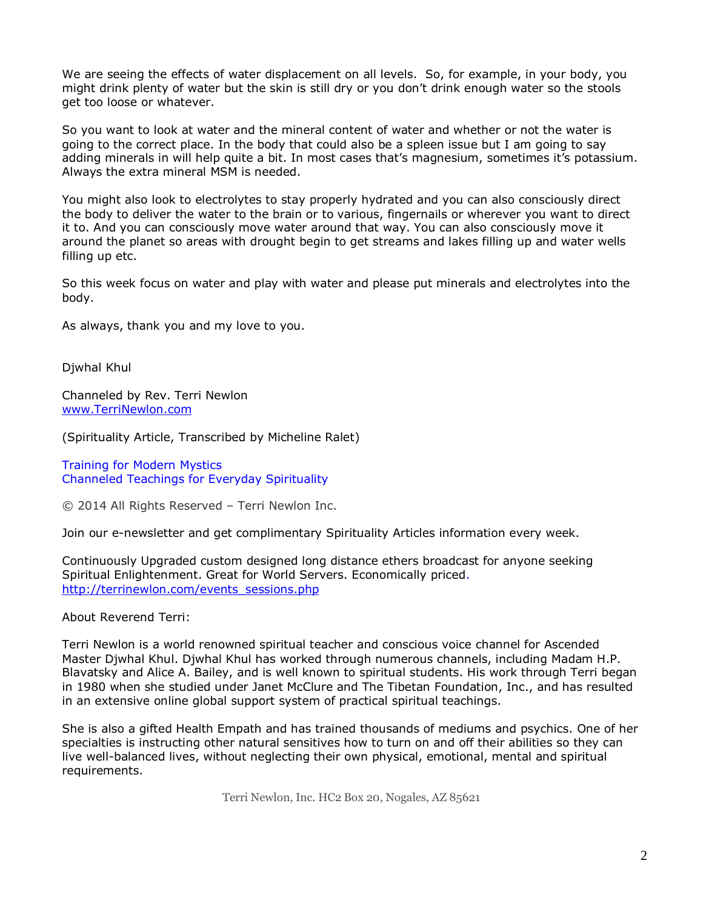We are seeing the effects of water displacement on all levels. So, for example, in your body, you might drink plenty of water but the skin is still dry or you don't drink enough water so the stools get too loose or whatever.

So you want to look at water and the mineral content of water and whether or not the water is going to the correct place. In the body that could also be a spleen issue but I am going to say adding minerals in will help quite a bit. In most cases that's magnesium, sometimes it's potassium. Always the extra mineral MSM is needed.

You might also look to electrolytes to stay properly hydrated and you can also consciously direct the body to deliver the water to the brain or to various, fingernails or wherever you want to direct it to. And you can consciously move water around that way. You can also consciously move it around the planet so areas with drought begin to get streams and lakes filling up and water wells filling up etc.

So this week focus on water and play with water and please put minerals and electrolytes into the body.

As always, thank you and my love to you.

Djwhal Khul

Channeled by Rev. Terri Newlon
[www.TerriNewlon.com](http://www.TerriNewlon.com)

(Spirituality Article, Transcribed by Micheline Ralet)

Training for Modern Mystics
Channeled Teachings for Everyday Spirituality

© 2014 All Rights Reserved – Terri Newlon Inc.

Join our e-newsletter and get complimentary Spirituality Articles information every week.

Continuously Upgraded custom designed long distance ethers broadcast for anyone seeking Spiritual Enlightenment. Great for World Servers. Economically priced.
[http://terrinewlon.com/events_sessions.php](http://terrinewlon.com/events_sessions.php)

About Reverend Terri:

Terri Newlon is a world renowned spiritual teacher and conscious voice channel for Ascended Master Djwhal Khul. Djwhal Khul has worked through numerous channels, including Madam H.P. Blavatsky and Alice A. Bailey, and is well known to spiritual students. His work through Terri began in 1980 when she studied under Janet McClure and The Tibetan Foundation, Inc., and has resulted in an extensive online global support system of practical spiritual teachings.

She is also a gifted Health Empath and has trained thousands of mediums and psychics. One of her specialties is instructing other natural sensitives how to turn on and off their abilities so they can live well-balanced lives, without neglecting their own physical, emotional, mental and spiritual requirements.

Terri Newlon, Inc. HC2 Box 20, Nogales, AZ 85621